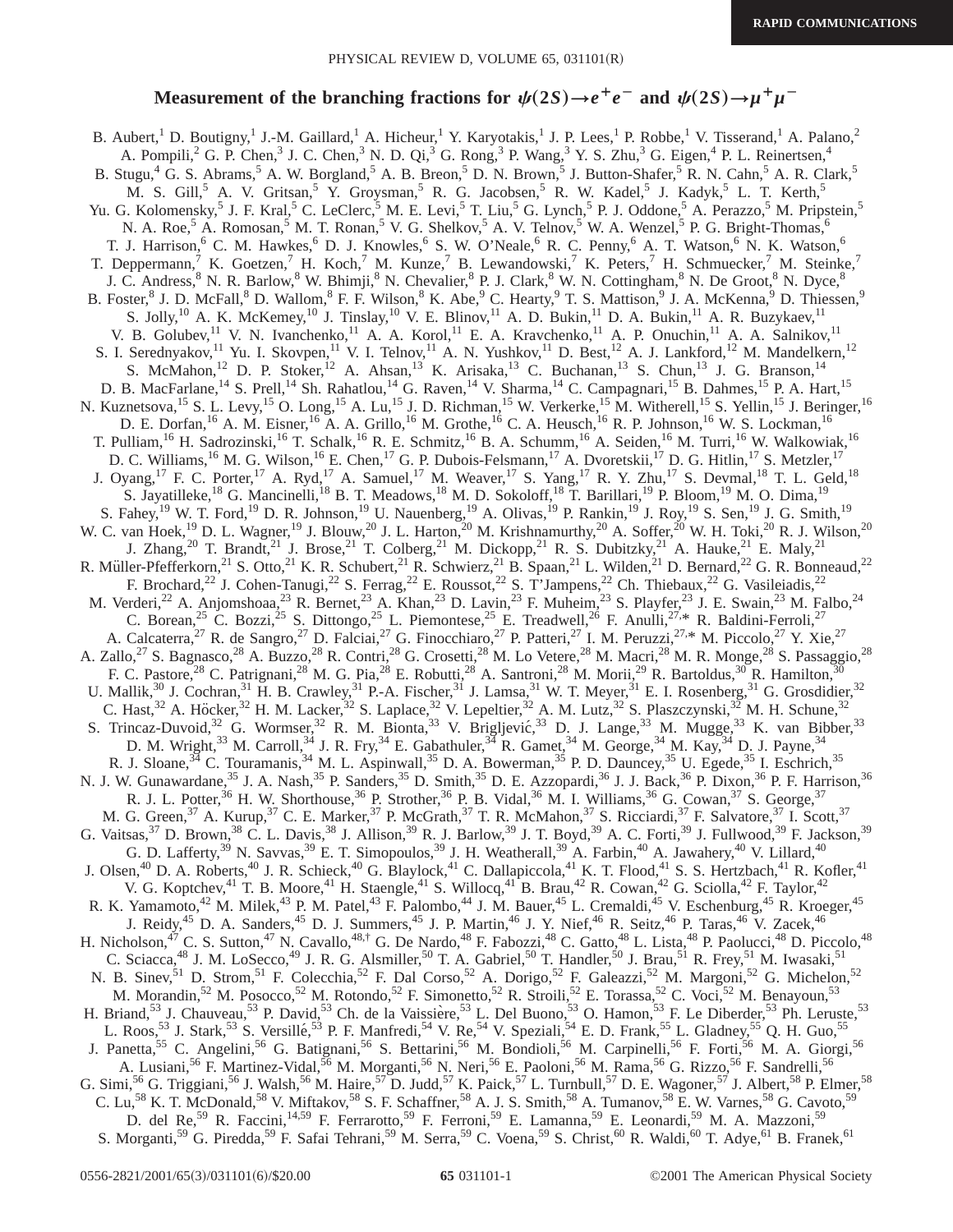RAPID COMMUNICATIONS

# Measurement of the branching fractions for $\psi(2S)\to e^+e^-$ and $\psi(2S)\to\mu^+\mu^-$

B. Aubert,[1] D. Boutigny,[1] J.-M. Gaillard,[1] A. Hicheur,[1] Y. Karyotakis,[1] J. P. Lees,[1] P. Robbe,[1] V. Tisserand,[1] A. Palano,[2] A. Pompili,[2] G. P. Chen,[3] J. C. Chen,[3] N. D. Qi,[3] G. Rong,[3] P. Wang,[3] Y. S. Zhu,[3] G. Eigen,[4] P. L. Reinertsen,[4] B. Stugu,[4] G. S. Abrams,[5] A. W. Borgland,[5] A. B. Breon,[5] D. N. Brown,[5] J. Button-Shafer,[5] R. N. Cahn,[5] A. R. Clark,[5] M. S. Gill,[5] A. V. Gritsan,[5] Y. Groysman,[5] R. G. Jacobsen,[5] R. W. Kadel,[5] J. Kadyk,[5] L. T. Kerth,[5] Yu. G. Kolomensky,[5] J. F. Kral,[5] C. LeClerc,[5] M. E. Levi,[5] T. Liu,[5] G. Lynch,[5] P. J. Oddone,[5] A. Perazzo,[5] M. Pripstein,[5] N. A. Roe,[5] A. Romosan,[5] M. T. Ronan,[5] V. G. Shelkov,[5] A. V. Telnov,[5] W. A. Wenzel,[5] P. G. Bright-Thomas,[6] T. J. Harrison,[6] C. M. Hawkes,[6] D. J. Knowles,[6] S. W. O'Neale,[6] R. C. Penny,[6] A. T. Watson,[6] N. K. Watson,[6] T. Deppermann,[7] K. Goetzen,[7] H. Koch,[7] M. Kunze,[7] B. Lewandowski,[7] K. Peters,[7] H. Schmuecker,[7] M. Steinke,[7] J. C. Andress,[8] N. R. Barlow,[8] W. Bhimji,[8] N. Chevalier,[8] P. J. Clark,[8] W. N. Cottingham,[8] N. De Groot,[8] N. Dyce,[8] B. Foster,[8] J. D. McFall,[8] D. Wallom,[8] F. F. Wilson,[8] K. Abe,[9] C. Hearty,[9] T. S. Mattison,[9] J. A. McKenna,[9] D. Thiessen,[9] S. Jolly,[10] A. K. McKemey,[10] J. Tinslay,[10] V. E. Blinov,[11] A. D. Bukin,[11] D. A. Bukin,[11] A. R. Buzykaev,[11] V. B. Golubev,[11] V. N. Ivanchenko,[11] A. A. Korol,[11] E. A. Kravchenko,[11] A. P. Onuchin,[11] A. A. Salnikov,[11] S. I. Serednyakov,[11] Yu. I. Skovpen,[11] V. I. Telnov,[11] A. N. Yushkov,[11] D. Best,[12] A. J. Lankford,[12] M. Mandelkern,[12] S. McMahon,[12] D. P. Stoker,[12] A. Ahsan,[13] K. Arisaka,[13] C. Buchanan,[13] S. Chun,[13] J. G. Branson,[14] D. B. MacFarlane,[14] S. Prell,[14] Sh. Rahatlou,[14] G. Raven,[14] V. Sharma,[14] C. Campagnari,[15] B. Dahmes,[15] P. A. Hart,[15] N. Kuznetsova,[15] S. L. Levy,[15] O. Long,[15] A. Lu,[15] J. D. Richman,[15] W. Verkerke,[15] M. Witherell,[15] S. Yellin,[15] J. Beringer,[16] D. E. Dorfan,[16] A. M. Eisner,[16] A. A. Grillo,[16] M. Grothe,[16] C. A. Heusch,[16] R. P. Johnson,[16] W. S. Lockman,[16] T. Pulliam,[16] H. Sadrozinski,[16] T. Schalk,[16] R. E. Schmitz,[16] B. A. Schumm,[16] A. Seiden,[16] M. Turri,[16] W. Walkowiak,[16] D. C. Williams,[16] M. G. Wilson,[16] E. Chen,[17] G. P. Dubois-Felsmann,[17] A. Dvoretskii,[17] D. G. Hitlin,[17] S. Metzler,[17] J. Oyang,[17] F. C. Porter,[17] A. Ryd,[17] A. Samuel,[17] M. Weaver,[17] S. Yang,[17] R. Y. Zhu,[17] S. Devmal,[18] T. L. Geld,[18] S. Jayatilleke,[18] G. Mancinelli,[18] B. T. Meadows,[18] M. D. Sokoloff,[18] T. Barillari,[19] P. Bloom,[19] M. O. Dima,[19] S. Fahey,[19] W. T. Ford,[19] D. R. Johnson,[19] U. Nauenberg,[19] A. Olivas,[19] P. Rankin,[19] J. Roy,[19] S. Sen,[19] J. G. Smith,[19] W. C. van Hoek,[19] D. L. Wagner,[19] J. Blouw,[20] J. L. Harton,[20] M. Krishnamurthy,[20] A. Soffer,[20] W. H. Toki,[20] R. J. Wilson,[20] J. Zhang,[20] T. Brandt,[21] J. Brose,[21] T. Colberg,[21] M. Dickopp,[21] R. S. Dubitzky,[21] A. Hauke,[21] E. Maly,[21] R. Müller-Pfefferkorn,[21] S. Otto,[21] K. R. Schubert,[21] R. Schwierz,[21] B. Spaan,[21] L. Wilden,[21] D. Bernard,[22] G. R. Bonneaud,[22] F. Brochard,[22] J. Cohen-Tanugi,[22] S. Ferrag,[22] E. Roussot,[22] S. T'Jampens,[22] Ch. Thiebaux,[22] G. Vasileiadis,[22] M. Verderi,[22] A. Anjomshoaa,[23] R. Bernet,[23] A. Khan,[23] D. Lavin,[23] F. Muheim,[23] S. Playfer,[23] J. E. Swain,[23] M. Falbo,[24] C. Borean,[25] C. Bozzi,[25] S. Dittongo,[25] L. Piemontese,[25] E. Treadwell,[26] F. Anulli,[27,*] R. Baldini-Ferroli,[27] A. Calcaterra,[27] R. de Sangro,[27] D. Falciai,[27] G. Finocchiaro,[27] P. Patteri,[27] I. M. Peruzzi,[27,*] M. Piccolo,[27] Y. Xie,[27] A. Zallo,[27] S. Bagnasco,[28] A. Buzzo,[28] R. Contri,[28] G. Crosetti,[28] M. Lo Vetere,[28] M. Macri,[28] M. R. Monge,[28] S. Passaggio,[28] F. C. Pastore,[28] C. Patrignani,[28] M. G. Pia,[28] E. Robutti,[28] A. Santroni,[28] M. Morii,[29] R. Bartoldus,[30] R. Hamilton,[30] U. Mallik,[30] J. Cochran,[31] H. B. Crawley,[31] P.-A. Fischer,[31] J. Lamsa,[31] W. T. Meyer,[31] E. I. Rosenberg,[31] G. Grosdidier,[32] C. Hast,[32] A. Höcker,[32] H. M. Lacker,[32] S. Laplace,[32] V. Lepeltier,[32] A. M. Lutz,[32] S. Plaszczynski,[32] M. H. Schune,[32] S. Trincaz-Duvoid,[32] G. Wormser,[32] R. M. Bionta,[33] V. Brigljević,[33] D. J. Lange,[33] M. Mugge,[33] K. van Bibber,[33] D. M. Wright,[33] M. Carroll,[34] J. R. Fry,[34] E. Gabathuler,[34] R. Gamet,[34] M. George,[34] M. Kay,[34] D. J. Payne,[34] R. J. Sloane,[34] C. Touramanis,[34] M. L. Aspinwall,[35] D. A. Bowerman,[35] P. D. Dauncey,[35] U. Egede,[35] I. Eschrich,[35] N. J. W. Gunawardane,[35] J. A. Nash,[35] P. Sanders,[35] D. Smith,[35] D. E. Azzopardi,[36] J. J. Back,[36] P. Dixon,[36] P. F. Harrison,[36] R. J. L. Potter,[36] H. W. Shorthouse,[36] P. Strother,[36] P. B. Vidal,[36] M. I. Williams,[36] G. Cowan,[37] S. George,[37] M. G. Green,[37] A. Kurup,[37] C. E. Marker,[37] P. McGrath,[37] T. R. McMahon,[37] S. Ricciardi,[37] F. Salvatore,[37] I. Scott,[37] G. Vaitsas,[37] D. Brown,[38] C. L. Davis,[38] J. Allison,[39] R. J. Barlow,[39] J. T. Boyd,[39] A. C. Forti,[39] J. Fullwood,[39] F. Jackson,[39] G. D. Lafferty,[39] N. Savvas,[39] E. T. Simopoulos,[39] J. H. Weatherall,[39] A. Farbin,[40] A. Jawahery,[40] V. Lillard,[40] J. Olsen,[40] D. A. Roberts,[40] J. R. Schieck,[40] G. Blaylock,[41] C. Dallapiccola,[41] K. T. Flood,[41] S. S. Hertzbach,[41] R. Kofler,[41] V. G. Koptchev,[41] T. B. Moore,[41] H. Staengle,[41] S. Willocq,[41] B. Brau,[42] R. Cowan,[42] G. Sciolla,[42] F. Taylor,[42] R. K. Yamamoto,[42] M. Milek,[43] P. M. Patel,[43] F. Palombo,[44] J. M. Bauer,[45] L. Cremaldi,[45] V. Eschenburg,[45] R. Kroeger,[45] J. Reidy,[45] D. A. Sanders,[45] D. J. Summers,[45] J. P. Martin,[46] J. Y. Nief,[46] R. Seitz,[46] P. Taras,[46] V. Zacek,[46] H. Nicholson,[47] C. S. Sutton,[47] N. Cavallo,[48,†] G. De Nardo,[48] F. Fabozzi,[48] C. Gatto,[48] L. Lista,[48] P. Paolucci,[48] D. Piccolo,[48] C. Sciacca,[48] J. M. LoSecco,[49] J. R. G. Alsmiller,[50] T. A. Gabriel,[50] T. Handler,[50] J. Brau,[51] R. Frey,[51] M. Iwasaki,[51] N. B. Sinev,[51] D. Strom,[51] F. Colecchia,[52] F. Dal Corso,[52] A. Dorigo,[52] F. Galeazzi,[52] M. Margoni,[52] G. Michelon,[52] M. Morandin,[52] M. Posocco,[52] M. Rotondo,[52] F. Simonetto,[52] R. Stroili,[52] E. Torassa,[52] C. Voci,[52] M. Benayoun,[53] H. Briand,[53] J. Chauveau,[53] P. David,[53] Ch. de la Vaissière,[53] L. Del Buono,[53] O. Hamon,[53] F. Le Diberder,[53] Ph. Leruste,[53] L. Roos,[53] J. Stark,[53] S. Versillé,[53] P. F. Manfredi,[54] V. Re,[54] V. Speziali,[54] E. D. Frank,[55] L. Gladney,[55] Q. H. Guo,[55] J. Panetta,[55] C. Angelini,[56] G. Batignani,[56] S. Bettarini,[56] M. Bondioli,[56] M. Carpinelli,[56] F. Forti,[56] M. A. Giorgi,[56] A. Lusiani,[56] F. Martinez-Vidal,[56] M. Morganti,[56] N. Neri,[56] E. Paoloni,[56] M. Rama,[56] G. Rizzo,[56] F. Sandrelli,[56] G. Simi,[56] G. Triggiani,[56] J. Walsh,[56] M. Haire,[57] D. Judd,[57] K. Paick,[57] L. Turnbull,[57] D. E. Wagoner,[57] J. Albert,[58] P. Elmer,[58] C. Lu,[58] K. T. McDonald,[58] V. Miftakov,[58] S. F. Schaffner,[58] A. J. S. Smith,[58] A. Tumanov,[58] E. W. Varnes,[58] G. Cavoto,[59] D. del Re,[59] R. Faccini,[14,59] F. Ferrarotto,[59] F. Ferroni,[59] E. Lamanna,[59] E. Leonardi,[59] M. A. Mazzoni,[59] S. Morganti,[59] G. Piredda,[59] F. Safai Tehrani,[59] M. Serra,[59] C. Voena,[59] S. Christ,[60] R. Waldi,[60] T. Adye,[61] B. Franek,[61]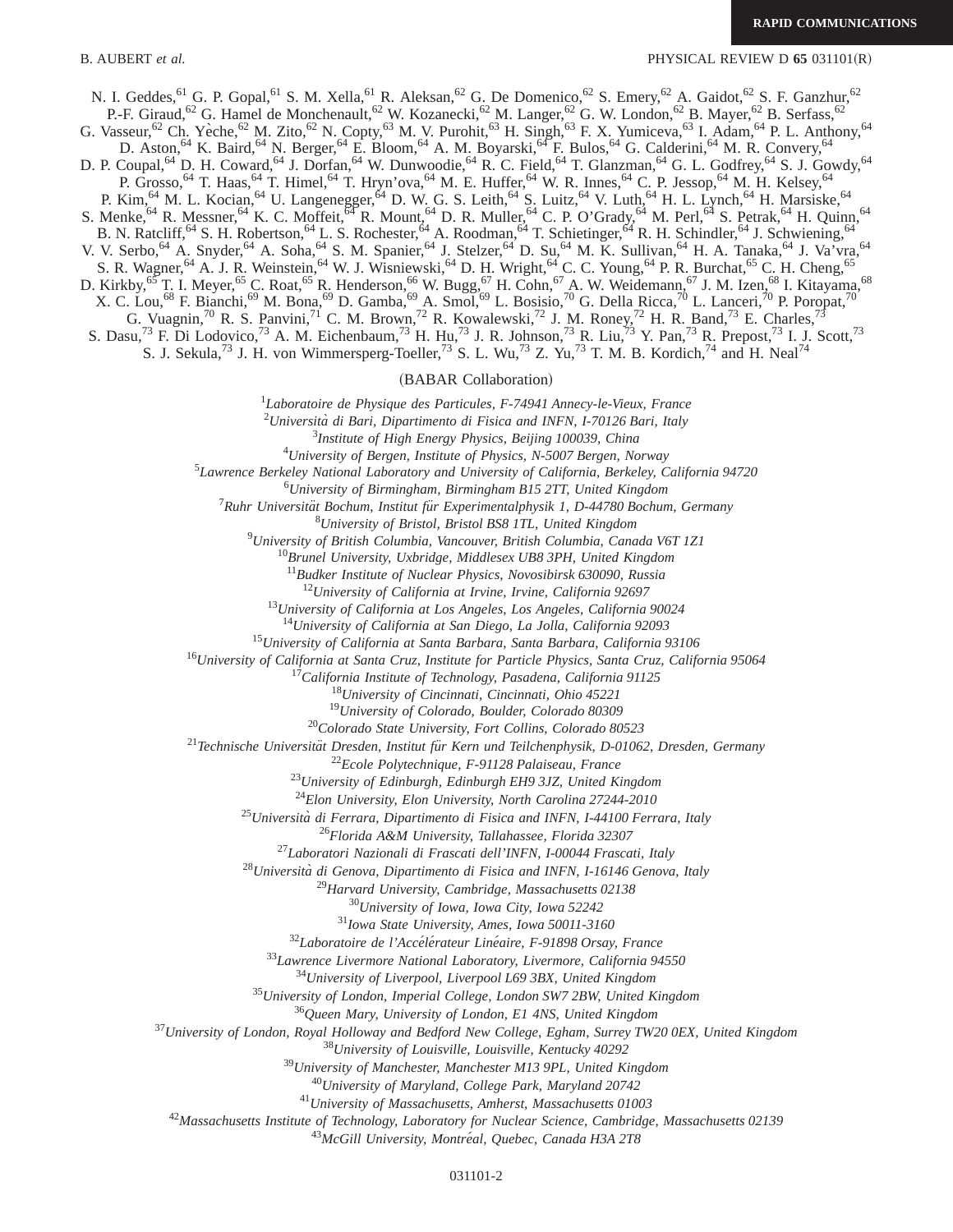N. I. Geddes,[61] G. P. Gopal,[61] S. M. Xella,[61] R. Aleksan,[62] G. De Domenico,[62] S. Emery,[62] A. Gaidot,[62] S. F. Ganzhur,[62] P.-F. Giraud,[62] G. Hamel de Monchenault,[62] W. Kozanecki,[62] M. Langer,[62] G. W. London,[62] B. Mayer,[62] B. Serfass,[62] G. Vasseur,[62] Ch. Yèche,[62] M. Zito,[62] N. Copty,[63] M. V. Purohit,[63] H. Singh,[63] F. X. Yumiceva,[63] I. Adam,[64] P. L. Anthony,[64] D. Aston,[64] K. Baird,[64] N. Berger,[64] E. Bloom,[64] A. M. Boyarski,[64] F. Bulos,[64] G. Calderini,[64] M. R. Convery,[64] D. P. Coupal,[64] D. H. Coward,[64] J. Dorfan,[64] W. Dunwoodie,[64] R. C. Field,[64] T. Glanzman,[64] G. L. Godfrey,[64] S. J. Gowdy,[64] P. Grosso,[64] T. Haas,[64] T. Himel,[64] T. Hryn'ova,[64] M. E. Huffer,[64] W. R. Innes,[64] C. P. Jessop,[64] M. H. Kelsey,[64] P. Kim,[64] M. L. Kocian,[64] U. Langenegger,[64] D. W. G. S. Leith,[64] S. Luitz,[64] V. Luth,[64] H. L. Lynch,[64] H. Marsiske,[64] S. Menke,[64] R. Messner,[64] K. C. Moffeit,[64] R. Mount,[64] D. R. Muller,[64] C. P. O'Grady,[64] M. Perl,[64] S. Petrak,[64] H. Quinn,[64] B. N. Ratcliff,[64] S. H. Robertson,[64] L. S. Rochester,[64] A. Roodman,[64] T. Schietinger,[64] R. H. Schindler,[64] J. Schwiening,[64] V. V. Serbo,[64] A. Snyder,[64] A. Soha,[64] S. M. Spanier,[64] J. Stelzer,[64] D. Su,[64] M. K. Sullivan,[64] H. A. Tanaka,[64] J. Va'vra,[64] S. R. Wagner,[64] A. J. R. Weinstein,[64] W. J. Wisniewski,[64] D. H. Wright,[64] C. C. Young,[64] P. R. Burchat,[65] C. H. Cheng,[65] D. Kirkby,[65] T. I. Meyer,[65] C. Roat,[65] R. Henderson,[66] W. Bugg,[67] H. Cohn,[67] A. W. Weidemann,[67] J. M. Izen,[68] I. Kitayama,[68] X. C. Lou,[68] F. Bianchi,[69] M. Bona,[69] D. Gamba,[69] A. Smol,[69] L. Bosisio,[70] G. Della Ricca,[70] L. Lanceri,[70] P. Poropat,[70] G. Vuagnin,[70] R. S. Panvini,[71] C. M. Brown,[72] R. Kowalewski,[72] J. M. Roney,[72] H. R. Band,[73] E. Charles,[73] S. Dasu,[73] F. Di Lodovico,[73] A. M. Eichenbaum,[73] H. Hu,[73] J. R. Johnson,[73] R. Liu,[73] Y. Pan,[73] R. Prepost,[73] I. J. Scott,[73] S. J. Sekula,[73] J. H. von Wimmersperg-Toeller,[73] S. L. Wu,[73] Z. Yu,[73] T. M. B. Kordich,[74] and H. Neal[74]

(BABAR Collaboration)

[1]*Laboratoire de Physique des Particules, F-74941 Annecy-le-Vieux, France*
[2]*Università di Bari, Dipartimento di Fisica and INFN, I-70126 Bari, Italy*
[3]*Institute of High Energy Physics, Beijing 100039, China*
[4]*University of Bergen, Institute of Physics, N-5007 Bergen, Norway*
[5]*Lawrence Berkeley National Laboratory and University of California, Berkeley, California 94720*
[6]*University of Birmingham, Birmingham B15 2TT, United Kingdom*
[7]*Ruhr Universität Bochum, Institut für Experimentalphysik 1, D-44780 Bochum, Germany*
[8]*University of Bristol, Bristol BS8 1TL, United Kingdom*
[9]*University of British Columbia, Vancouver, British Columbia, Canada V6T 1Z1*
[10]*Brunel University, Uxbridge, Middlesex UB8 3PH, United Kingdom*
[11]*Budker Institute of Nuclear Physics, Novosibirsk 630090, Russia*
[12]*University of California at Irvine, Irvine, California 92697*
[13]*University of California at Los Angeles, Los Angeles, California 90024*
[14]*University of California at San Diego, La Jolla, California 92093*
[15]*University of California at Santa Barbara, Santa Barbara, California 93106*
[16]*University of California at Santa Cruz, Institute for Particle Physics, Santa Cruz, California 95064*
[17]*California Institute of Technology, Pasadena, California 91125*
[18]*University of Cincinnati, Cincinnati, Ohio 45221*
[19]*University of Colorado, Boulder, Colorado 80309*
[20]*Colorado State University, Fort Collins, Colorado 80523*
[21]*Technische Universität Dresden, Institut für Kern und Teilchenphysik, D-01062, Dresden, Germany*
[22]*Ecole Polytechnique, F-91128 Palaiseau, France*
[23]*University of Edinburgh, Edinburgh EH9 3JZ, United Kingdom*
[24]*Elon University, Elon University, North Carolina 27244-2010*
[25]*Università di Ferrara, Dipartimento di Fisica and INFN, I-44100 Ferrara, Italy*
[26]*Florida A&M University, Tallahassee, Florida 32307*
[27]*Laboratori Nazionali di Frascati dell'INFN, I-00044 Frascati, Italy*
[28]*Università di Genova, Dipartimento di Fisica and INFN, I-16146 Genova, Italy*
[29]*Harvard University, Cambridge, Massachusetts 02138*
[30]*University of Iowa, Iowa City, Iowa 52242*
[31]*Iowa State University, Ames, Iowa 50011-3160*
[32]*Laboratoire de l'Accélérateur Linéaire, F-91898 Orsay, France*
[33]*Lawrence Livermore National Laboratory, Livermore, California 94550*
[34]*University of Liverpool, Liverpool L69 3BX, United Kingdom*
[35]*University of London, Imperial College, London SW7 2BW, United Kingdom*
[36]*Queen Mary, University of London, E1 4NS, United Kingdom*
[37]*University of London, Royal Holloway and Bedford New College, Egham, Surrey TW20 0EX, United Kingdom*
[38]*University of Louisville, Louisville, Kentucky 40292*
[39]*University of Manchester, Manchester M13 9PL, United Kingdom*
[40]*University of Maryland, College Park, Maryland 20742*
[41]*University of Massachusetts, Amherst, Massachusetts 01003*
[42]*Massachusetts Institute of Technology, Laboratory for Nuclear Science, Cambridge, Massachusetts 02139*
[43]*McGill University, Montréal, Quebec, Canada H3A 2T8*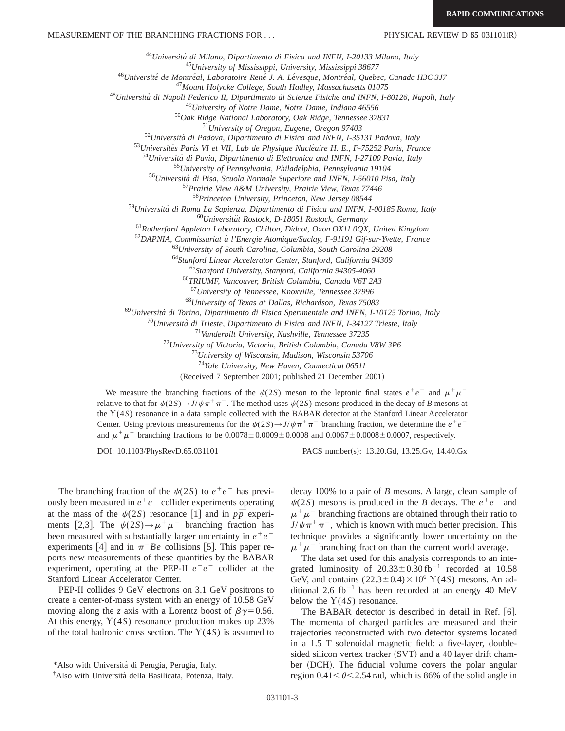[44]*Università di Milano, Dipartimento di Fisica and INFN, I-20133 Milano, Italy*
[45]*University of Mississippi, University, Mississippi 38677*
[46]*Université de Montréal, Laboratoire René J. A. Lévesque, Montréal, Quebec, Canada H3C 3J7*
[47]*Mount Holyoke College, South Hadley, Massachusetts 01075*
[48]*Università di Napoli Federico II, Dipartimento di Scienze Fisiche and INFN, I-80126, Napoli, Italy*
[49]*University of Notre Dame, Notre Dame, Indiana 46556*
[50]*Oak Ridge National Laboratory, Oak Ridge, Tennessee 37831*
[51]*University of Oregon, Eugene, Oregon 97403*
[52]*Università di Padova, Dipartimento di Fisica and INFN, I-35131 Padova, Italy*
[53]*Universités Paris VI et VII, Lab de Physique Nucléaire H. E., F-75252 Paris, France*
[54]*Università di Pavia, Dipartimento di Elettronica and INFN, I-27100 Pavia, Italy*
[55]*University of Pennsylvania, Philadelphia, Pennsylvania 19104*
[56]*Università di Pisa, Scuola Normale Superiore and INFN, I-56010 Pisa, Italy*
[57]*Prairie View A&M University, Prairie View, Texas 77446*
[58]*Princeton University, Princeton, New Jersey 08544*
[59]*Università di Roma La Sapienza, Dipartimento di Fisica and INFN, I-00185 Roma, Italy*
[60]*Universität Rostock, D-18051 Rostock, Germany*
[61]*Rutherford Appleton Laboratory, Chilton, Didcot, Oxon OX11 0QX, United Kingdom*
[62]*DAPNIA, Commissariat à l'Energie Atomique/Saclay, F-91191 Gif-sur-Yvette, France*
[63]*University of South Carolina, Columbia, South Carolina 29208*
[64]*Stanford Linear Accelerator Center, Stanford, California 94309*
[65]*Stanford University, Stanford, California 94305-4060*
[66]*TRIUMF, Vancouver, British Columbia, Canada V6T 2A3*
[67]*University of Tennessee, Knoxville, Tennessee 37996*
[68]*University of Texas at Dallas, Richardson, Texas 75083*
[69]*Università di Torino, Dipartimento di Fisica Sperimentale and INFN, I-10125 Torino, Italy*
[70]*Università di Trieste, Dipartimento di Fisica and INFN, I-34127 Trieste, Italy*
[71]*Vanderbilt University, Nashville, Tennessee 37235*
[72]*University of Victoria, Victoria, British Columbia, Canada V8W 3P6*
[73]*University of Wisconsin, Madison, Wisconsin 53706*
[74]*Yale University, New Haven, Connecticut 06511*

(Received 7 September 2001; published 21 December 2001)

We measure the branching fractions of the $\psi(2S)$ meson to the leptonic final states $e^+e^-$ and $\mu^+\mu^-$ relative to that for $\psi(2S)\to J/\psi\pi^+\pi^-$. The method uses $\psi(2S)$ mesons produced in the decay of $B$ mesons at the $\Upsilon(4S)$ resonance in a data sample collected with the BABAR detector at the Stanford Linear Accelerator Center. Using previous measurements for the $\psi(2S)\to J/\psi\pi^+\pi^-$ branching fraction, we determine the $e^+e^-$ and $\mu^+\mu^-$ branching fractions to be $0.0078\pm0.0009\pm0.0008$ and $0.0067\pm0.0008\pm0.0007$, respectively.

DOI: 10.1103/PhysRevD.65.031101 PACS number(s): 13.20.Gd, 13.25.Gv, 14.40.Gx

The branching fraction of the $\psi(2S)$ to $e^+e^-$ has previously been measured in $e^+e^-$ collider experiments operating at the mass of the $\psi(2S)$ resonance [1] and in $p\bar{p}$ experiments [2,3]. The $\psi(2S)\to\mu^+\mu^-$ branching fraction has been measured with substantially larger uncertainty in $e^+e^-$ experiments [4] and in $\pi^-Be$ collisions [5]. This paper reports new measurements of these quantities by the BABAR experiment, operating at the PEP-II $e^+e^-$ collider at the Stanford Linear Accelerator Center.

PEP-II collides 9 GeV electrons on 3.1 GeV positrons to create a center-of-mass system with an energy of 10.58 GeV moving along the $z$ axis with a Lorentz boost of $\beta\gamma=0.56$. At this energy, $\Upsilon(4S)$ resonance production makes up 23% of the total hadronic cross section. The $\Upsilon(4S)$ is assumed to decay 100% to a pair of $B$ mesons. A large, clean sample of $\psi(2S)$ mesons is produced in the $B$ decays. The $e^+e^-$ and $\mu^+\mu^-$ branching fractions are obtained through their ratio to $J/\psi\pi^+\pi^-$, which is known with much better precision. This technique provides a significantly lower uncertainty on the $\mu^+\mu^-$ branching fraction than the current world average.

The data set used for this analysis corresponds to an integrated luminosity of $20.33\pm0.30\,\mathrm{fb}^{-1}$ recorded at 10.58 GeV, and contains $(22.3\pm0.4)\times10^6$ $\Upsilon(4S)$ mesons. An additional 2.6 $\mathrm{fb}^{-1}$ has been recorded at an energy 40 MeV below the $\Upsilon(4S)$ resonance.

The BABAR detector is described in detail in Ref. [6]. The momenta of charged particles are measured and their trajectories reconstructed with two detector systems located in a 1.5 T solenoidal magnetic field: a five-layer, double-sided silicon vertex tracker (SVT) and a 40 layer drift chamber (DCH). The fiducial volume covers the polar angular region $0.41<\theta<2.54$ rad, which is 86% of the solid angle in

*Also with Università di Perugia, Perugia, Italy.
†Also with Università della Basilicata, Potenza, Italy.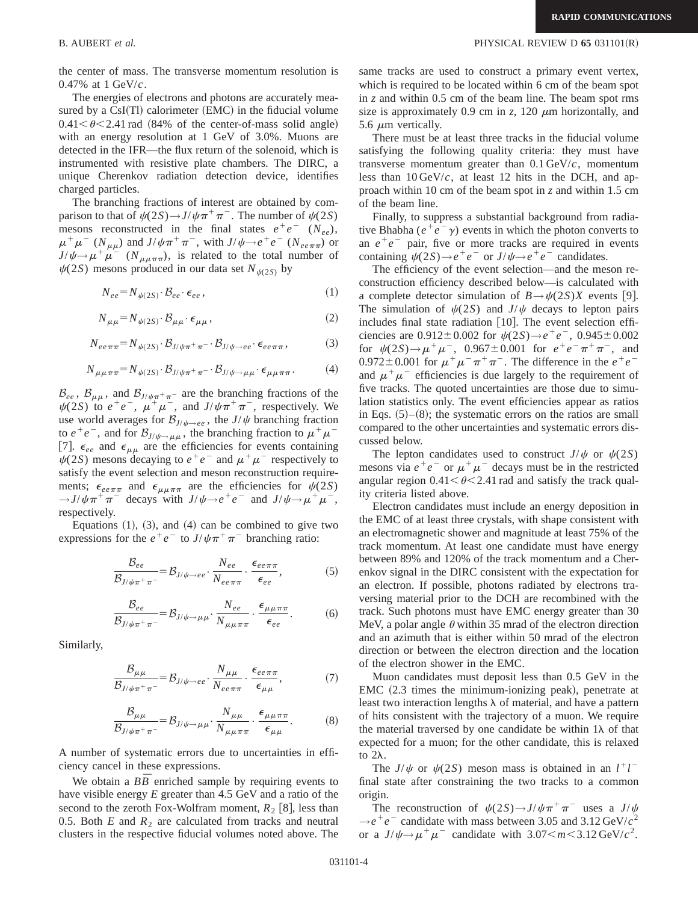the center of mass. The transverse momentum resolution is 0.47% at 1 GeV/$c$.

The energies of electrons and photons are accurately measured by a CsI(Tl) calorimeter (EMC) in the fiducial volume $0.41<\theta<2.41$ rad (84% of the center-of-mass solid angle) with an energy resolution at 1 GeV of 3.0%. Muons are detected in the IFR—the flux return of the solenoid, which is instrumented with resistive plate chambers. The DIRC, a unique Cherenkov radiation detection device, identifies charged particles.

The branching fractions of interest are obtained by comparison to that of $\psi(2S)\to J/\psi\pi^+\pi^-$. The number of $\psi(2S)$ mesons reconstructed in the final states $e^+e^-$ ($N_{ee}$), $\mu^+\mu^-$ ($N_{\mu\mu}$) and $J/\psi\pi^+\pi^-$, with $J/\psi\to e^+e^-$ ($N_{ee\pi\pi}$) or $J/\psi\to\mu^+\mu^-$ ($N_{\mu\mu\pi\pi}$), is related to the total number of $\psi(2S)$ mesons produced in our data set $N_{\psi(2S)}$ by

$$N_{ee}=N_{\psi(2S)}\cdot\mathcal{B}_{ee}\cdot\epsilon_{ee}, \tag{1}$$

$$N_{\mu\mu}=N_{\psi(2S)}\cdot\mathcal{B}_{\mu\mu}\cdot\epsilon_{\mu\mu}, \tag{2}$$

$$N_{ee\pi\pi}=N_{\psi(2S)}\cdot\mathcal{B}_{J/\psi\pi^+\pi^-}\cdot\mathcal{B}_{J/\psi\to ee}\cdot\epsilon_{ee\pi\pi}, \tag{3}$$

$$N_{\mu\mu\pi\pi}=N_{\psi(2S)}\cdot\mathcal{B}_{J/\psi\pi^+\pi^-}\cdot\mathcal{B}_{J/\psi\to\mu\mu}\cdot\epsilon_{\mu\mu\pi\pi}. \tag{4}$$

$\mathcal{B}_{ee}$, $\mathcal{B}_{\mu\mu}$, and $\mathcal{B}_{J/\psi\pi^+\pi^-}$ are the branching fractions of the $\psi(2S)$ to $e^+e^-$, $\mu^+\mu^-$, and $J/\psi\pi^+\pi^-$, respectively. We use world averages for $\mathcal{B}_{J/\psi\to ee}$, the $J/\psi$ branching fraction to $e^+e^-$, and for $\mathcal{B}_{J/\psi\to\mu\mu}$, the branching fraction to $\mu^+\mu^-$ [7]. $\epsilon_{ee}$ and $\epsilon_{\mu\mu}$ are the efficiencies for events containing $\psi(2S)$ mesons decaying to $e^+e^-$ and $\mu^+\mu^-$ respectively to satisfy the event selection and meson reconstruction requirements; $\epsilon_{ee\pi\pi}$ and $\epsilon_{\mu\mu\pi\pi}$ are the efficiencies for $\psi(2S)\to J/\psi\pi^+\pi^-$ decays with $J/\psi\to e^+e^-$ and $J/\psi\to\mu^+\mu^-$, respectively.

Equations (1), (3), and (4) can be combined to give two expressions for the $e^+e^-$ to $J/\psi\pi^+\pi^-$ branching ratio:

$$\frac{\mathcal{B}_{ee}}{\mathcal{B}_{J/\psi\pi^+\pi^-}}=\mathcal{B}_{J/\psi\to ee}\cdot\frac{N_{ee}}{N_{ee\pi\pi}}\cdot\frac{\epsilon_{ee\pi\pi}}{\epsilon_{ee}}, \tag{5}$$

$$\frac{\mathcal{B}_{ee}}{\mathcal{B}_{J/\psi\pi^+\pi^-}}=\mathcal{B}_{J/\psi\to\mu\mu}\cdot\frac{N_{ee}}{N_{\mu\mu\pi\pi}}\cdot\frac{\epsilon_{\mu\mu\pi\pi}}{\epsilon_{ee}}. \tag{6}$$

Similarly,

$$\frac{\mathcal{B}_{\mu\mu}}{\mathcal{B}_{J/\psi\pi^+\pi^-}}=\mathcal{B}_{J/\psi\to ee}\cdot\frac{N_{\mu\mu}}{N_{ee\pi\pi}}\cdot\frac{\epsilon_{ee\pi\pi}}{\epsilon_{\mu\mu}}, \tag{7}$$

$$\frac{\mathcal{B}_{\mu\mu}}{\mathcal{B}_{J/\psi\pi^+\pi^-}}=\mathcal{B}_{J/\psi\to\mu\mu}\cdot\frac{N_{\mu\mu}}{N_{\mu\mu\pi\pi}}\cdot\frac{\epsilon_{\mu\mu\pi\pi}}{\epsilon_{\mu\mu}}. \tag{8}$$

A number of systematic errors due to uncertainties in efficiency cancel in these expressions.

We obtain a $B\bar{B}$ enriched sample by requiring events to have visible energy $E$ greater than 4.5 GeV and a ratio of the second to the zeroth Fox-Wolfram moment, $R_2$ [8], less than 0.5. Both $E$ and $R_2$ are calculated from tracks and neutral clusters in the respective fiducial volumes noted above. The same tracks are used to construct a primary event vertex, which is required to be located within 6 cm of the beam spot in $z$ and within 0.5 cm of the beam line. The beam spot rms size is approximately 0.9 cm in $z$, 120 $\mu$m horizontally, and 5.6 $\mu$m vertically.

There must be at least three tracks in the fiducial volume satisfying the following quality criteria: they must have transverse momentum greater than 0.1 GeV/$c$, momentum less than 10 GeV/$c$, at least 12 hits in the DCH, and approach within 10 cm of the beam spot in $z$ and within 1.5 cm of the beam line.

Finally, to suppress a substantial background from radiative Bhabha ($e^+e^-\gamma$) events in which the photon converts to an $e^+e^-$ pair, five or more tracks are required in events containing $\psi(2S)\to e^+e^-$ or $J/\psi\to e^+e^-$ candidates.

The efficiency of the event selection—and the meson reconstruction efficiency described below—is calculated with a complete detector simulation of $B\to\psi(2S)X$ events [9]. The simulation of $\psi(2S)$ and $J/\psi$ decays to lepton pairs includes final state radiation [10]. The event selection efficiencies are $0.912\pm0.002$ for $\psi(2S)\to e^+e^-$, $0.945\pm0.002$ for $\psi(2S)\to\mu^+\mu^-$, $0.967\pm0.001$ for $e^+e^-\pi^+\pi^-$, and $0.972\pm0.001$ for $\mu^+\mu^-\pi^+\pi^-$. The difference in the $e^+e^-$ and $\mu^+\mu^-$ efficiencies is due largely to the requirement of five tracks. The quoted uncertainties are those due to simulation statistics only. The event efficiencies appear as ratios in Eqs. (5)–(8); the systematic errors on the ratios are small compared to the other uncertainties and systematic errors discussed below.

The lepton candidates used to construct $J/\psi$ or $\psi(2S)$ mesons via $e^+e^-$ or $\mu^+\mu^-$ decays must be in the restricted angular region $0.41<\theta<2.41$ rad and satisfy the track quality criteria listed above.

Electron candidates must include an energy deposition in the EMC of at least three crystals, with shape consistent with an electromagnetic shower and magnitude at least 75% of the track momentum. At least one candidate must have energy between 89% and 120% of the track momentum and a Cherenkov signal in the DIRC consistent with the expectation for an electron. If possible, photons radiated by electrons traversing material prior to the DCH are recombined with the track. Such photons must have EMC energy greater than 30 MeV, a polar angle $\theta$ within 35 mrad of the electron direction and an azimuth that is either within 50 mrad of the electron direction or between the electron direction and the location of the electron shower in the EMC.

Muon candidates must deposit less than 0.5 GeV in the EMC (2.3 times the minimum-ionizing peak), penetrate at least two interaction lengths $\lambda$ of material, and have a pattern of hits consistent with the trajectory of a muon. We require the material traversed by one candidate be within $1\lambda$ of that expected for a muon; for the other candidate, this is relaxed to $2\lambda$.

The $J/\psi$ or $\psi(2S)$ meson mass is obtained in an $l^+l^-$ final state after constraining the two tracks to a common origin.

The reconstruction of $\psi(2S)\to J/\psi\pi^+\pi^-$ uses a $J/\psi\to e^+e^-$ candidate with mass between 3.05 and 3.12 GeV/$c^2$ or a $J/\psi\to\mu^+\mu^-$ candidate with $3.07<m<3.12$ GeV/$c^2$.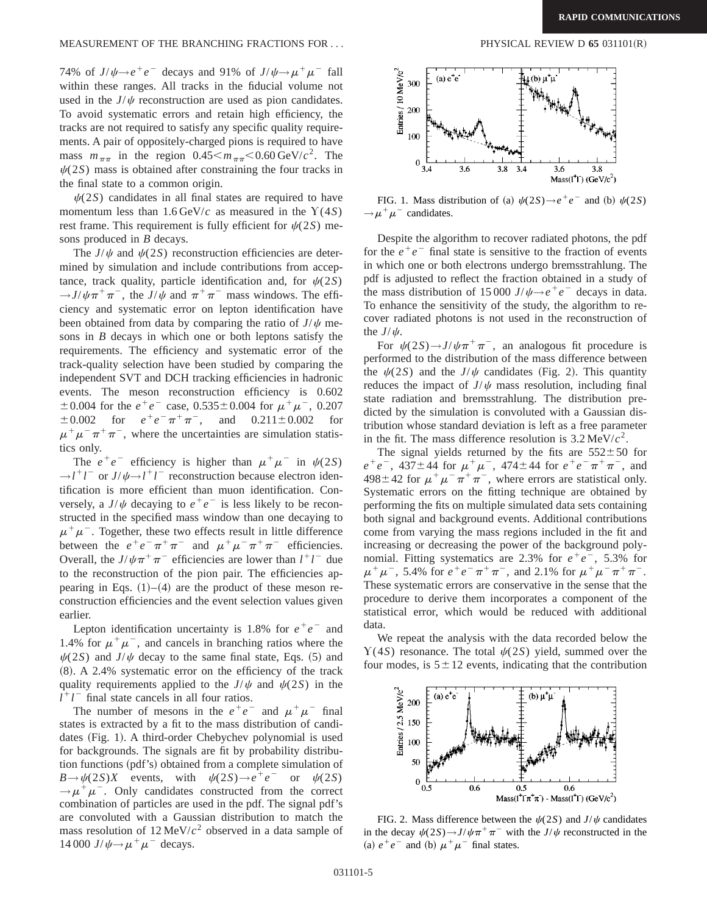74% of $J/\psi \to e^+e^-$ decays and 91% of $J/\psi \to \mu^+\mu^-$ fall within these ranges. All tracks in the fiducial volume not used in the $J/\psi$ reconstruction are used as pion candidates. To avoid systematic errors and retain high efficiency, the tracks are not required to satisfy any specific quality requirements. A pair of oppositely-charged pions is required to have mass $m_{\pi\pi}$ in the region $0.45 < m_{\pi\pi} < 0.60\,\mathrm{GeV}/c^2$. The $\psi(2S)$ mass is obtained after constraining the four tracks in the final state to a common origin.

$\psi(2S)$ candidates in all final states are required to have momentum less than $1.6\,\mathrm{GeV}/c$ as measured in the $\Upsilon(4S)$ rest frame. This requirement is fully efficient for $\psi(2S)$ mesons produced in $B$ decays.

The $J/\psi$ and $\psi(2S)$ reconstruction efficiencies are determined by simulation and include contributions from acceptance, track quality, particle identification and, for $\psi(2S) \to J/\psi \pi^+\pi^-$, the $J/\psi$ and $\pi^+\pi^-$ mass windows. The efficiency and systematic error on lepton identification have been obtained from data by comparing the ratio of $J/\psi$ mesons in $B$ decays in which one or both leptons satisfy the requirements. The efficiency and systematic error of the track-quality selection have been studied by comparing the independent SVT and DCH tracking efficiencies in hadronic events. The meson reconstruction efficiency is $0.602 \pm 0.004$ for the $e^+e^-$ case, $0.535 \pm 0.004$ for $\mu^+\mu^-$, $0.207 \pm 0.002$ for $e^+e^-\pi^+\pi^-$, and $0.211 \pm 0.002$ for $\mu^+\mu^-\pi^+\pi^-$, where the uncertainties are simulation statistics only.

The $e^+e^-$ efficiency is higher than $\mu^+\mu^-$ in $\psi(2S) \to l^+l^-$ or $J/\psi \to l^+l^-$ reconstruction because electron identification is more efficient than muon identification. Conversely, a $J/\psi$ decaying to $e^+e^-$ is less likely to be reconstructed in the specified mass window than one decaying to $\mu^+\mu^-$. Together, these two effects result in little difference between the $e^+e^-\pi^+\pi^-$ and $\mu^+\mu^-\pi^+\pi^-$ efficiencies. Overall, the $J/\psi \pi^+\pi^-$ efficiencies are lower than $l^+l^-$ due to the reconstruction of the pion pair. The efficiencies appearing in Eqs. (1)–(4) are the product of these meson reconstruction efficiencies and the event selection values given earlier.

Lepton identification uncertainty is 1.8% for $e^+e^-$ and 1.4% for $\mu^+\mu^-$, and cancels in branching ratios where the $\psi(2S)$ and $J/\psi$ decay to the same final state, Eqs. (5) and (8). A 2.4% systematic error on the efficiency of the track quality requirements applied to the $J/\psi$ and $\psi(2S)$ in the $l^+l^-$ final state cancels in all four ratios.

The number of mesons in the $e^+e^-$ and $\mu^+\mu^-$ final states is extracted by a fit to the mass distribution of candidates (Fig. 1). A third-order Chebychev polynomial is used for backgrounds. The signals are fit by probability distribution functions (pdf's) obtained from a complete simulation of $B \to \psi(2S)X$ events, with $\psi(2S) \to e^+e^-$ or $\psi(2S) \to \mu^+\mu^-$. Only candidates constructed from the correct combination of particles are used in the pdf. The signal pdf's are convoluted with a Gaussian distribution to match the mass resolution of $12\,\mathrm{MeV}/c^2$ observed in a data sample of $14\,000$ $J/\psi \to \mu^+\mu^-$ decays.

FIG. 1. Mass distribution of (a) $\psi(2S) \to e^+e^-$ and (b) $\psi(2S) \to \mu^+\mu^-$ candidates.

Despite the algorithm to recover radiated photons, the pdf for the $e^+e^-$ final state is sensitive to the fraction of events in which one or both electrons undergo bremsstrahlung. The pdf is adjusted to reflect the fraction obtained in a study of the mass distribution of $15\,000$ $J/\psi \to e^+e^-$ decays in data. To enhance the sensitivity of the study, the algorithm to recover radiated photons is not used in the reconstruction of the $J/\psi$.

For $\psi(2S) \to J/\psi \pi^+\pi^-$, an analogous fit procedure is performed to the distribution of the mass difference between the $\psi(2S)$ and the $J/\psi$ candidates (Fig. 2). This quantity reduces the impact of $J/\psi$ mass resolution, including final state radiation and bremsstrahlung. The distribution predicted by the simulation is convoluted with a Gaussian distribution whose standard deviation is left as a free parameter in the fit. The mass difference resolution is $3.2\,\mathrm{MeV}/c^2$.

The signal yields returned by the fits are $552 \pm 50$ for $e^+e^-$, $437 \pm 44$ for $\mu^+\mu^-$, $474 \pm 44$ for $e^+e^-\pi^+\pi^-$, and $498 \pm 42$ for $\mu^+\mu^-\pi^+\pi^-$, where errors are statistical only. Systematic errors on the fitting technique are obtained by performing the fits on multiple simulated data sets containing both signal and background events. Additional contributions come from varying the mass regions included in the fit and increasing or decreasing the power of the background polynomial. Fitting systematics are 2.3% for $e^+e^-$, 5.3% for $\mu^+\mu^-$, 5.4% for $e^+e^-\pi^+\pi^-$, and 2.1% for $\mu^+\mu^-\pi^+\pi^-$. These systematic errors are conservative in the sense that the procedure to derive them incorporates a component of the statistical error, which would be reduced with additional data.

We repeat the analysis with the data recorded below the $\Upsilon(4S)$ resonance. The total $\psi(2S)$ yield, summed over the four modes, is $5 \pm 12$ events, indicating that the contribution

FIG. 2. Mass difference between the $\psi(2S)$ and $J/\psi$ candidates in the decay $\psi(2S) \to J/\psi \pi^+\pi^-$ with the $J/\psi$ reconstructed in the (a) $e^+e^-$ and (b) $\mu^+\mu^-$ final states.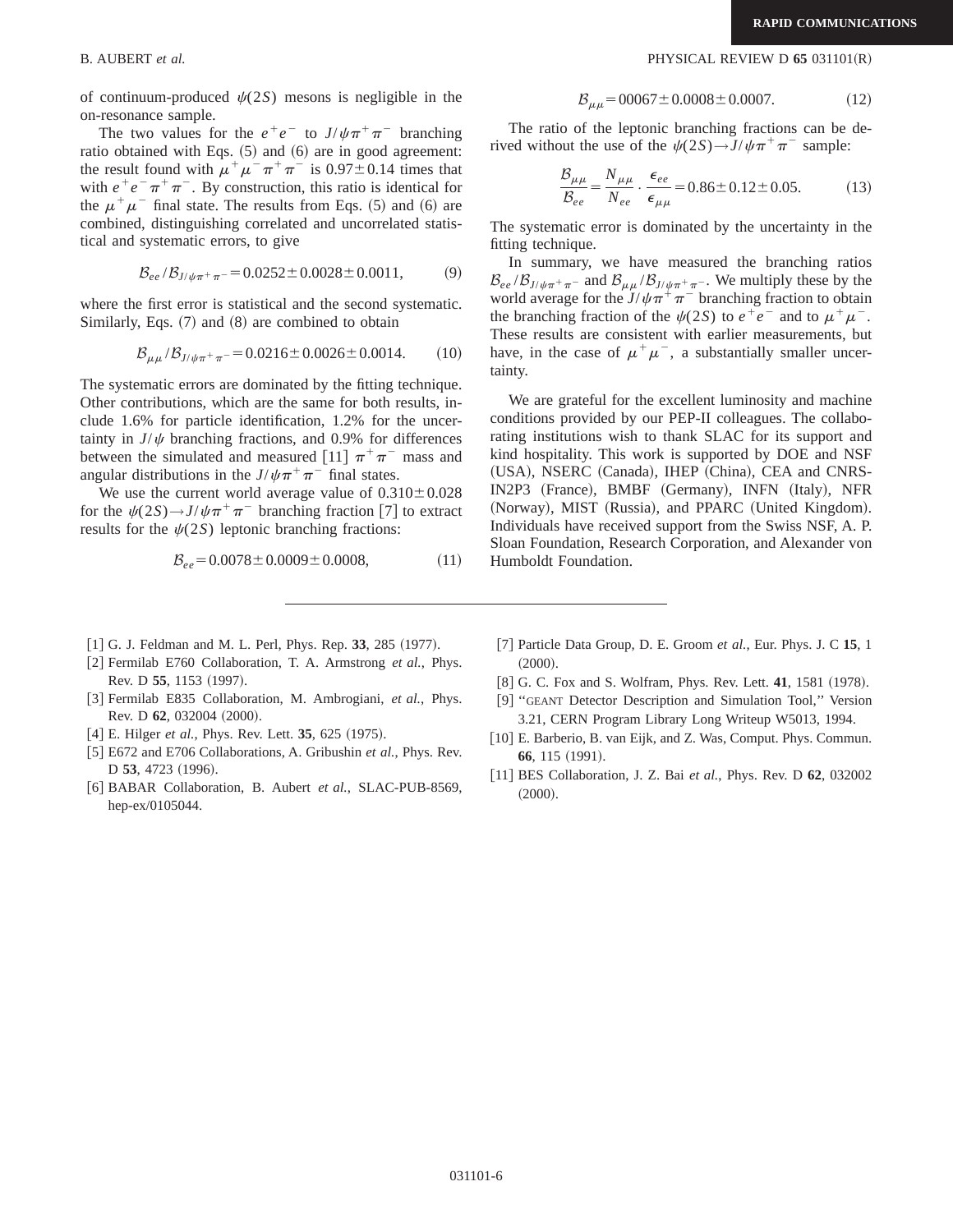of continuum-produced $\psi(2S)$ mesons is negligible in the on-resonance sample.

The two values for the $e^+e^-$ to $J/\psi\pi^+\pi^-$ branching ratio obtained with Eqs. (5) and (6) are in good agreement: the result found with $\mu^+\mu^-\pi^+\pi^-$ is $0.97\pm0.14$ times that with $e^+e^-\pi^+\pi^-$. By construction, this ratio is identical for the $\mu^+\mu^-$ final state. The results from Eqs. (5) and (6) are combined, distinguishing correlated and uncorrelated statistical and systematic errors, to give

$$\mathcal{B}_{ee}/\mathcal{B}_{J/\psi\pi^+\pi^-} = 0.0252\pm0.0028\pm0.0011, \qquad (9)$$

where the first error is statistical and the second systematic. Similarly, Eqs. (7) and (8) are combined to obtain

$$\mathcal{B}_{\mu\mu}/\mathcal{B}_{J/\psi\pi^+\pi^-} = 0.0216\pm0.0026\pm0.0014. \qquad (10)$$

The systematic errors are dominated by the fitting technique. Other contributions, which are the same for both results, include 1.6% for particle identification, 1.2% for the uncertainty in $J/\psi$ branching fractions, and 0.9% for differences between the simulated and measured [11] $\pi^+\pi^-$ mass and angular distributions in the $J/\psi\pi^+\pi^-$ final states.

We use the current world average value of $0.310\pm0.028$ for the $\psi(2S)\to J/\psi\pi^+\pi^-$ branching fraction [7] to extract results for the $\psi(2S)$ leptonic branching fractions:

$$\mathcal{B}_{ee} = 0.0078\pm0.0009\pm0.0008, \qquad (11)$$

$$\mathcal{B}_{\mu\mu} = 00067\pm0.0008\pm0.0007. \qquad (12)$$

The ratio of the leptonic branching fractions can be derived without the use of the $\psi(2S)\to J/\psi\pi^+\pi^-$ sample:

$$\frac{\mathcal{B}_{\mu\mu}}{\mathcal{B}_{ee}} = \frac{N_{\mu\mu}}{N_{ee}} \cdot \frac{\epsilon_{ee}}{\epsilon_{\mu\mu}} = 0.86\pm0.12\pm0.05. \qquad (13)$$

The systematic error is dominated by the uncertainty in the fitting technique.

In summary, we have measured the branching ratios $\mathcal{B}_{ee}/\mathcal{B}_{J/\psi\pi^+\pi^-}$ and $\mathcal{B}_{\mu\mu}/\mathcal{B}_{J/\psi\pi^+\pi^-}$. We multiply these by the world average for the $J/\psi\pi^+\pi^-$ branching fraction to obtain the branching fraction of the $\psi(2S)$ to $e^+e^-$ and to $\mu^+\mu^-$. These results are consistent with earlier measurements, but have, in the case of $\mu^+\mu^-$, a substantially smaller uncertainty.

We are grateful for the excellent luminosity and machine conditions provided by our PEP-II colleagues. The collaborating institutions wish to thank SLAC for its support and kind hospitality. This work is supported by DOE and NSF (USA), NSERC (Canada), IHEP (China), CEA and CNRS-IN2P3 (France), BMBF (Germany), INFN (Italy), NFR (Norway), MIST (Russia), and PPARC (United Kingdom). Individuals have received support from the Swiss NSF, A. P. Sloan Foundation, Research Corporation, and Alexander von Humboldt Foundation.

---

[1] G. J. Feldman and M. L. Perl, Phys. Rep. **33**, 285 (1977).

[2] Fermilab E760 Collaboration, T. A. Armstrong *et al.*, Phys. Rev. D **55**, 1153 (1997).

[3] Fermilab E835 Collaboration, M. Ambrogiani, *et al.*, Phys. Rev. D **62**, 032004 (2000).

[4] E. Hilger *et al.*, Phys. Rev. Lett. **35**, 625 (1975).

[5] E672 and E706 Collaborations, A. Gribushin *et al.*, Phys. Rev. D **53**, 4723 (1996).

[6] BABAR Collaboration, B. Aubert *et al.*, SLAC-PUB-8569, hep-ex/0105044.

[7] Particle Data Group, D. E. Groom *et al.*, Eur. Phys. J. C **15**, 1 (2000).

[8] G. C. Fox and S. Wolfram, Phys. Rev. Lett. **41**, 1581 (1978).

[9] "GEANT Detector Description and Simulation Tool," Version 3.21, CERN Program Library Long Writeup W5013, 1994.

[10] E. Barberio, B. van Eijk, and Z. Was, Comput. Phys. Commun. **66**, 115 (1991).

[11] BES Collaboration, J. Z. Bai *et al.*, Phys. Rev. D **62**, 032002 (2000).